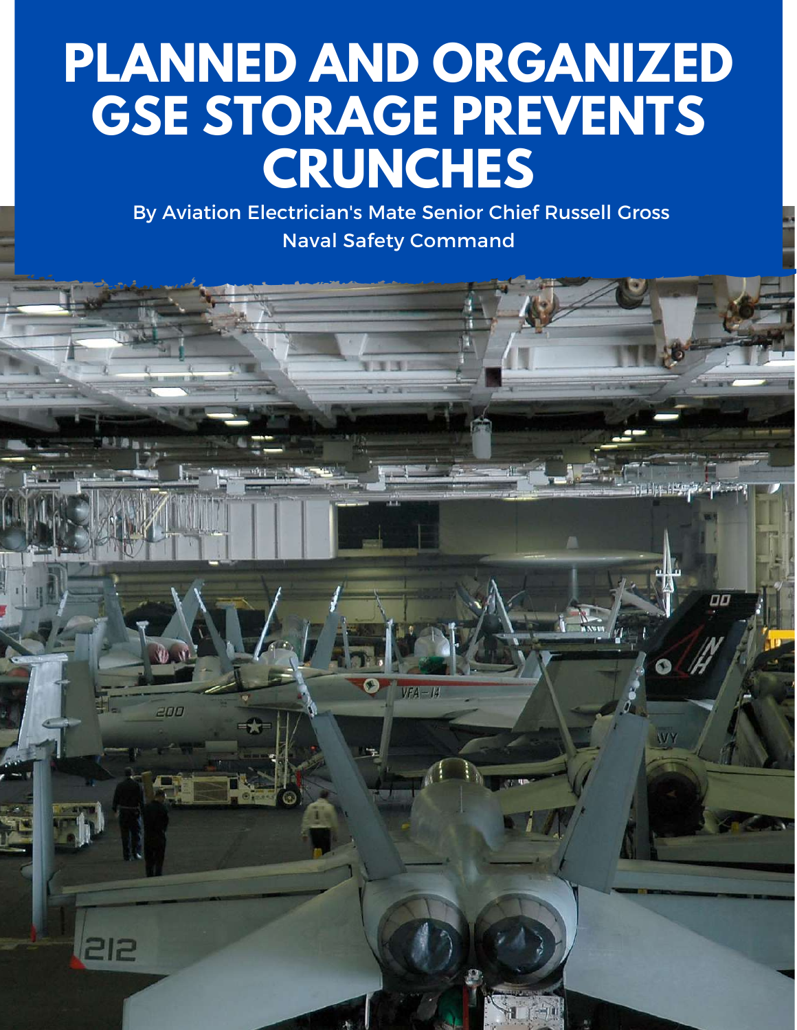# PLANNED AND ORGANIZED GSE STORAGE PREVENTS CRUNCHES

By Aviation Electrician's Mate Senior Chief Russell Gross

Naval Safety Command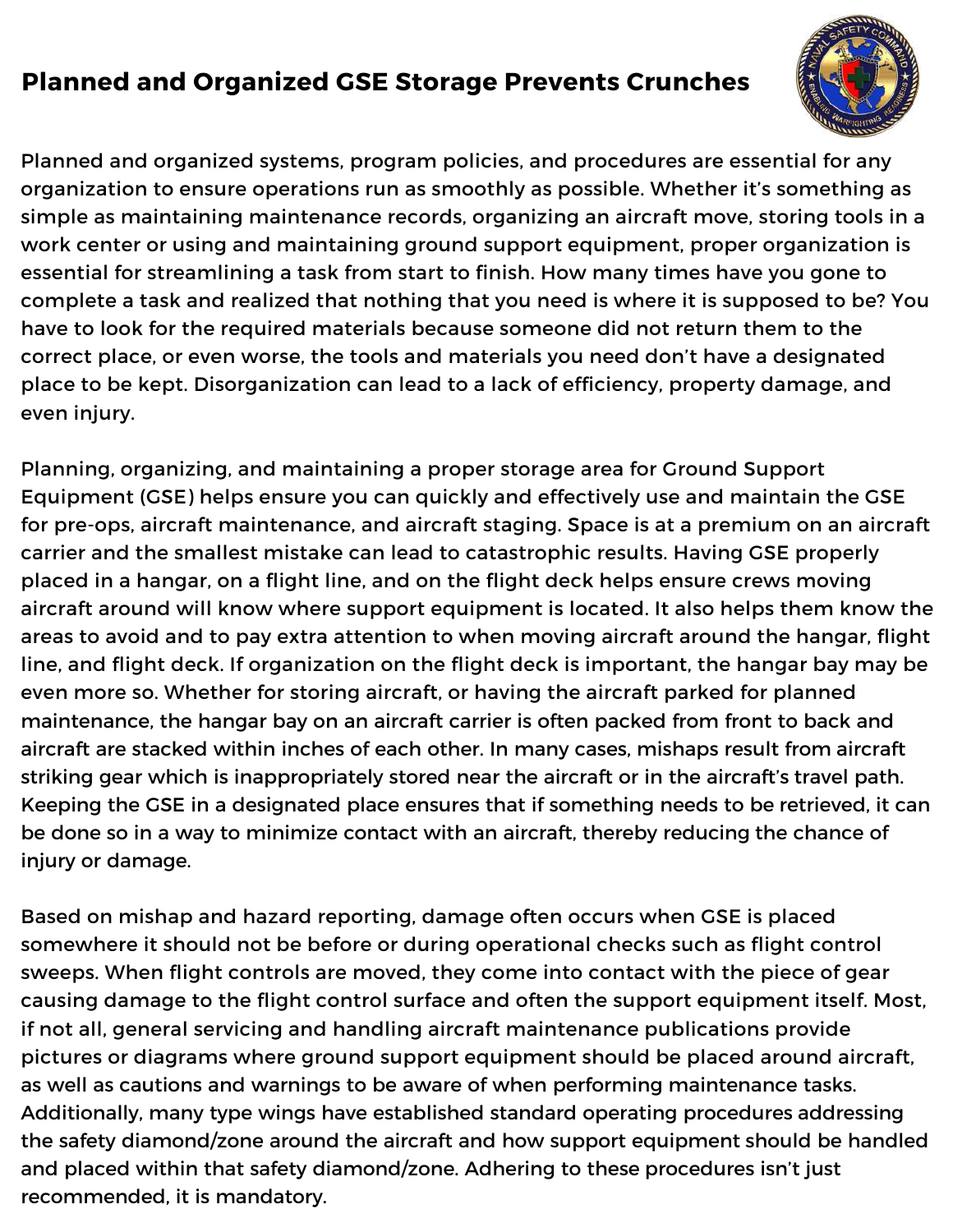# Planned and Organized GSE Storage Prevents Crunches

Planned and organized systems, program policies, and procedures are essential for any organization to ensure operations run as smoothly as possible. Whether it's something as simple as maintaining maintenance records, organizing an aircraft move, storing tools in a work center or using and maintaining ground support equipment, proper organization is essential for streamlining a task from start to finish. How many times have you gone to complete a task and realized that nothing that you need is where it is supposed to be? You have to look for the required materials because someone did not return them to the correct place, or even worse, the tools and materials you need don't have a designated place to be kept. Disorganization can lead to a lack of efficiency, property damage, and even injury.

Planning, organizing, and maintaining a proper storage area for Ground Support Equipment (GSE) helps ensure you can quickly and effectively use and maintain the GSE for pre-ops, aircraft maintenance, and aircraft staging. Space is at a premium on an aircraft carrier and the smallest mistake can lead to catastrophic results. Having GSE properly placed in a hangar, on a flight line, and on the flight deck helps ensure crews moving aircraft around will know where support equipment is located. It also helps them know the areas to avoid and to pay extra attention to when moving aircraft around the hangar, flight line, and flight deck. If organization on the flight deck is important, the hangar bay may be even more so. Whether for storing aircraft, or having the aircraft parked for planned maintenance, the hangar bay on an aircraft carrier is often packed from front to back and aircraft are stacked within inches of each other. In many cases, mishaps result from aircraft striking gear which is inappropriately stored near the aircraft or in the aircraft's travel path. Keeping the GSE in a designated place ensures that if something needs to be retrieved, it can be done so in a way to minimize contact with an aircraft, thereby reducing the chance of injury or damage.

Based on mishap and hazard reporting, damage often occurs when GSE is placed somewhere it should not be before or during operational checks such as flight control sweeps. When flight controls are moved, they come into contact with the piece of gear causing damage to the flight control surface and often the support equipment itself. Most, if not all, general servicing and handling aircraft maintenance publications provide pictures or diagrams where ground support equipment should be placed around aircraft, as well as cautions and warnings to be aware of when performing maintenance tasks. Additionally, many type wings have established standard operating procedures addressing the safety diamond/zone around the aircraft and how support equipment should be handled and placed within that safety diamond/zone. Adhering to these procedures isn't just recommended, it is mandatory.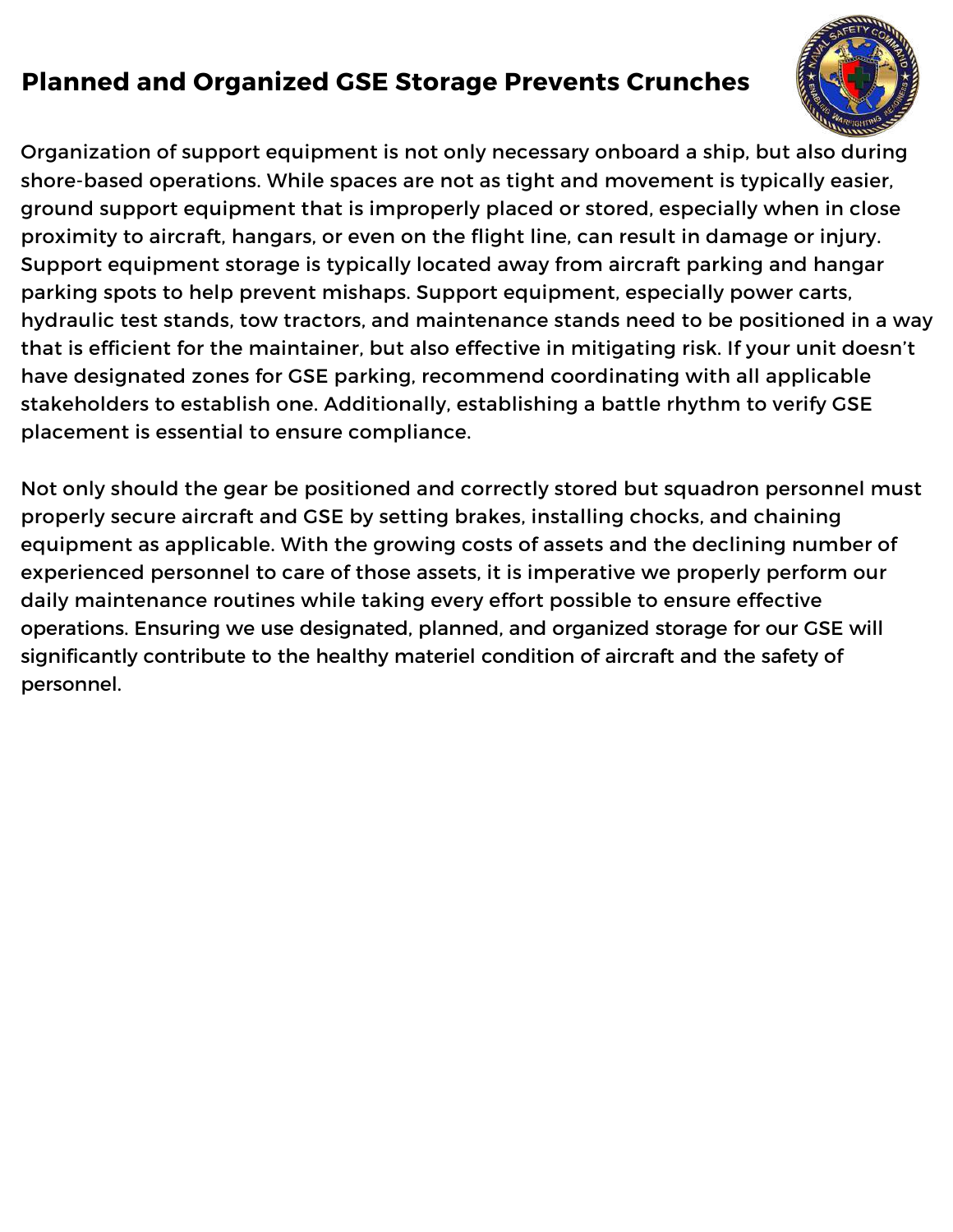## Planned and Organized GSE Storage Prevents Crunches

Organization of support equipment is not only necessary onboard a ship, but also during shore-based operations. While spaces are not as tight and movement is typically easier, ground support equipment that is improperly placed or stored, especially when in close proximity to aircraft, hangars, or even on the flight line, can result in damage or injury. Support equipment storage is typically located away from aircraft parking and hangar parking spots to help prevent mishaps. Support equipment, especially power carts, hydraulic test stands, tow tractors, and maintenance stands need to be positioned in a way that is efficient for the maintainer, but also effective in mitigating risk. If your unit doesn't have designated zones for GSE parking, recommend coordinating with all applicable stakeholders to establish one. Additionally, establishing a battle rhythm to verify GSE placement is essential to ensure compliance.

Not only should the gear be positioned and correctly stored but squadron personnel must properly secure aircraft and GSE by setting brakes, installing chocks, and chaining equipment as applicable. With the growing costs of assets and the declining number of experienced personnel to care of those assets, it is imperative we properly perform our daily maintenance routines while taking every effort possible to ensure effective operations. Ensuring we use designated, planned, and organized storage for our GSE will significantly contribute to the healthy materiel condition of aircraft and the safety of personnel.